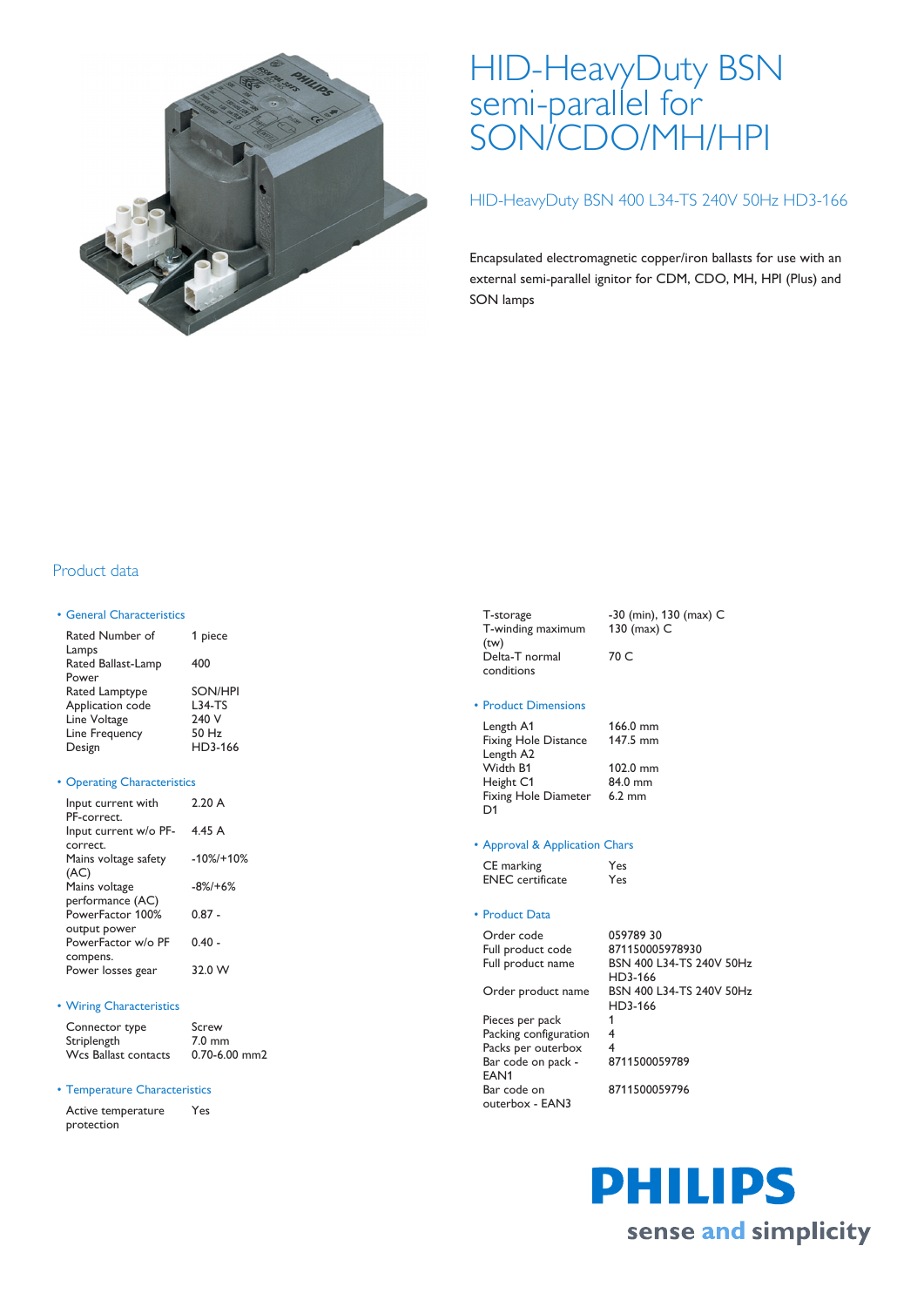# HID-HeavyDuty BSN semi-parallel for SON/CDO/MH/HPI

## HID-HeavyDuty BSN 400 L34-TS 240V 50Hz HD3-166

Encapsulated electromagnetic copper/iron ballasts for use with an external semi-parallel ignitor for CDM, CDO, MH, HPI (Plus) and SON lamps

## Product data

### • General Characteristics

| | |
|---|---|
| Rated Number of Lamps | 1 piece |
| Rated Ballast-Lamp Power | 400 |
| Rated Lamptype | SON/HPI |
| Application code | L34-TS |
| Line Voltage | 240 V |
| Line Frequency | 50 Hz |
| Design | HD3-166 |

### • Operating Characteristics

| | |
|---|---|
| Input current with PF-correct. | 2.20 A |
| Input current w/o PF-correct. | 4.45 A |
| Mains voltage safety (AC) | -10%/+10% |
| Mains voltage performance (AC) | -8%/+6% |
| PowerFactor 100% output power | 0.87 - |
| PowerFactor w/o PF compens. | 0.40 - |
| Power losses gear | 32.0 W |

### • Wiring Characteristics

| | |
|---|---|
| Connector type | Screw |
| Striplength | 7.0 mm |
| Wcs Ballast contacts | 0.70-6.00 mm2 |

### • Temperature Characteristics

| | |
|---|---|
| Active temperature protection | Yes |
| T-storage | -30 (min), 130 (max) C |
| T-winding maximum (tw) | 130 (max) C |
| Delta-T normal conditions | 70 C |

### • Product Dimensions

| | |
|---|---|
| Length A1 | 166.0 mm |
| Fixing Hole Distance Length A2 | 147.5 mm |
| Width B1 | 102.0 mm |
| Height C1 | 84.0 mm |
| Fixing Hole Diameter D1 | 6.2 mm |

### • Approval & Application Chars

| | |
|---|---|
| CE marking | Yes |
| ENEC certificate | Yes |

### • Product Data

| | |
|---|---|
| Order code | 059789 30 |
| Full product code | 871150005978930 |
| Full product name | BSN 400 L34-TS 240V 50Hz HD3-166 |
| Order product name | BSN 400 L34-TS 240V 50Hz HD3-166 |
| Pieces per pack | 1 |
| Packing configuration | 4 |
| Packs per outerbox | 4 |
| Bar code on pack - EAN1 | 8711500059789 |
| Bar code on outerbox - EAN3 | 8711500059796 |

PHILIPS

sense and simplicity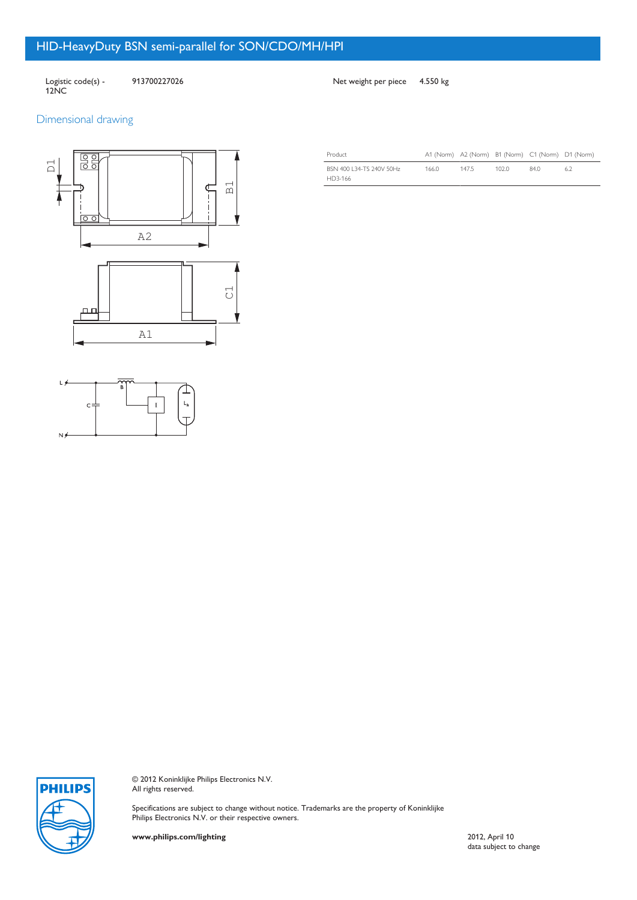# HID-HeavyDuty BSN semi-parallel for SON/CDO/MH/HPI

Logistic code(s) - 12NC 913700227026

Net weight per piece 4.550 kg

## Dimensional drawing

D1

B1

A2

C1

A1

L

B

C

I

La

N

| Product | A1 (Norm) | A2 (Norm) | B1 (Norm) | C1 (Norm) | D1 (Norm) |
|---|---|---|---|---|---|
| BSN 400 L34-TS 240V 50Hz HD3-166 | 166.0 | 147.5 | 102.0 | 84.0 | 6.2 |

© 2012 Koninklijke Philips Electronics N.V.
All rights reserved.

Specifications are subject to change without notice. Trademarks are the property of Koninklijke Philips Electronics N.V. or their respective owners.

**www.philips.com/lighting**

2012, April 10
data subject to change